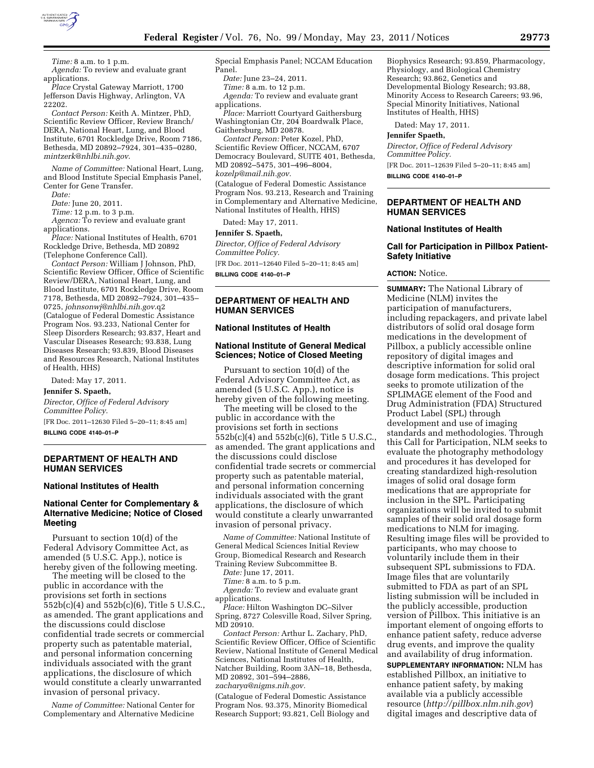*Time:* 8 a.m. to 1 p.m.

*Agenda:* To review and evaluate grant applications.

*Place* Crystal Gateway Marriott, 1700 Jefferson Davis Highway, Arlington, VA 22202.

*Contact Person:* Keith A. Mintzer, PhD, Scientific Review Officer, Review Branch/DERA, National Heart, Lung, and Blood Institute, 6701 Rockledge Drive, Room 7186, Bethesda, MD 20892–7924, 301–435–0280, *mintzerk@nhlbi.nih.gov.*

*Name of Committee:* National Heart, Lung, and Blood Institute Special Emphasis Panel, Center for Gene Transfer.

*Date:*

*Date:* June 20, 2011.

*Time:* 12 p.m. to 3 p.m.

*Agenca:* To review and evaluate grant applications.

*Place:* National Institutes of Health, 6701 Rockledge Drive, Bethesda, MD 20892 (Telephone Conference Call).

*Contact Person:* William J Johnson, PhD, Scientific Review Officer, Office of Scientific Review/DERA, National Heart, Lung, and Blood Institute, 6701 Rockledge Drive, Room 7178, Bethesda, MD 20892–7924, 301–435–0725, *johnsonwj@nhlbi.nih.gov.*q2

(Catalogue of Federal Domestic Assistance Program Nos. 93.233, National Center for Sleep Disorders Research; 93.837, Heart and Vascular Diseases Research; 93.838, Lung Diseases Research; 93.839, Blood Diseases and Resources Research, National Institutes of Health, HHS)

Dated: May 17, 2011.

**Jennifer S. Spaeth,**

*Director, Office of Federal Advisory Committee Policy.*

[FR Doc. 2011–12630 Filed 5–20–11; 8:45 am]

**BILLING CODE 4140–01–P**

---

## DEPARTMENT OF HEALTH AND HUMAN SERVICES

### National Institutes of Health

### National Center for Complementary & Alternative Medicine; Notice of Closed Meeting

Pursuant to section 10(d) of the Federal Advisory Committee Act, as amended (5 U.S.C. App.), notice is hereby given of the following meeting.

The meeting will be closed to the public in accordance with the provisions set forth in sections 552b(c)(4) and 552b(c)(6), Title 5 U.S.C., as amended. The grant applications and the discussions could disclose confidential trade secrets or commercial property such as patentable material, and personal information concerning individuals associated with the grant applications, the disclosure of which would constitute a clearly unwarranted invasion of personal privacy.

*Name of Committee:* National Center for Complementary and Alternative Medicine Special Emphasis Panel; NCCAM Education Panel.

*Date:* June 23–24, 2011.

*Time:* 8 a.m. to 12 p.m.

*Agenda:* To review and evaluate grant applications.

*Place:* Marriott Courtyard Gaithersburg Washingtonian Ctr, 204 Boardwalk Place, Gaithersburg, MD 20878.

*Contact Person:* Peter Kozel, PhD, Scientific Review Officer, NCCAM, 6707 Democracy Boulevard, SUITE 401, Bethesda, MD 20892–5475, 301–496–8004, *kozelp@mail.nih.gov.*

(Catalogue of Federal Domestic Assistance Program Nos. 93.213, Research and Training in Complementary and Alternative Medicine, National Institutes of Health, HHS)

Dated: May 17, 2011.

**Jennifer S. Spaeth,**

*Director, Office of Federal Advisory Committee Policy.*

[FR Doc. 2011–12640 Filed 5–20–11; 8:45 am]

**BILLING CODE 4140–01–P**

---

## DEPARTMENT OF HEALTH AND HUMAN SERVICES

### National Institutes of Health

### National Institute of General Medical Sciences; Notice of Closed Meeting

Pursuant to section 10(d) of the Federal Advisory Committee Act, as amended (5 U.S.C. App.), notice is hereby given of the following meeting.

The meeting will be closed to the public in accordance with the provisions set forth in sections 552b(c)(4) and 552b(c)(6), Title 5 U.S.C., as amended. The grant applications and the discussions could disclose confidential trade secrets or commercial property such as patentable material, and personal information concerning individuals associated with the grant applications, the disclosure of which would constitute a clearly unwarranted invasion of personal privacy.

*Name of Committee:* National Institute of General Medical Sciences Initial Review Group, Biomedical Research and Research Training Review Subcommittee B.

*Date:* June 17, 2011.

*Time:* 8 a.m. to 5 p.m.

*Agenda:* To review and evaluate grant applications.

*Place:* Hilton Washington DC–Silver Spring, 8727 Colesville Road, Silver Spring, MD 20910.

*Contact Person:* Arthur L. Zachary, PhD, Scientific Review Officer, Office of Scientific Review, National Institute of General Medical Sciences, National Institutes of Health, Natcher Building, Room 3AN–18, Bethesda, MD 20892, 301–594–2886, *zacharya@nigms.nih.gov.*

(Catalogue of Federal Domestic Assistance Program Nos. 93.375, Minority Biomedical Research Support; 93.821, Cell Biology and Biophysics Research; 93.859, Pharmacology, Physiology, and Biological Chemistry Research; 93.862, Genetics and Developmental Biology Research; 93.88, Minority Access to Research Careers; 93.96, Special Minority Initiatives, National Institutes of Health, HHS)

Dated: May 17, 2011.

**Jennifer S. Spaeth,**

*Director, Office of Federal Advisory Committee Policy.*

[FR Doc. 2011–12639 Filed 5–20–11; 8:45 am]

**BILLING CODE 4140–01–P**

---

## DEPARTMENT OF HEALTH AND HUMAN SERVICES

### National Institutes of Health

### Call for Participation in Pillbox Patient-Safety Initiative

**ACTION:** Notice.

**SUMMARY:** The National Library of Medicine (NLM) invites the participation of manufacturers, including repackagers, and private label distributors of solid oral dosage form medications in the development of Pillbox, a publicly accessible online repository of digital images and descriptive information for solid oral dosage form medications. This project seeks to promote utilization of the SPLIMAGE element of the Food and Drug Administration (FDA) Structured Product Label (SPL) through development and use of imaging standards and methodologies. Through this Call for Participation, NLM seeks to evaluate the photography methodology and procedures it has developed for creating standardized high-resolution images of solid oral dosage form medications that are appropriate for inclusion in the SPL. Participating organizations will be invited to submit samples of their solid oral dosage form medications to NLM for imaging. Resulting image files will be provided to participants, who may choose to voluntarily include them in their subsequent SPL submissions to FDA. Image files that are voluntarily submitted to FDA as part of an SPL listing submission will be included in the publicly accessible, production version of Pillbox. This initiative is an important element of ongoing efforts to enhance patient safety, reduce adverse drug events, and improve the quality and availability of drug information.

**SUPPLEMENTARY INFORMATION:** NLM has established Pillbox, an initiative to enhance patient safety, by making available via a publicly accessible resource (*http://pillbox.nlm.nih.gov*) digital images and descriptive data of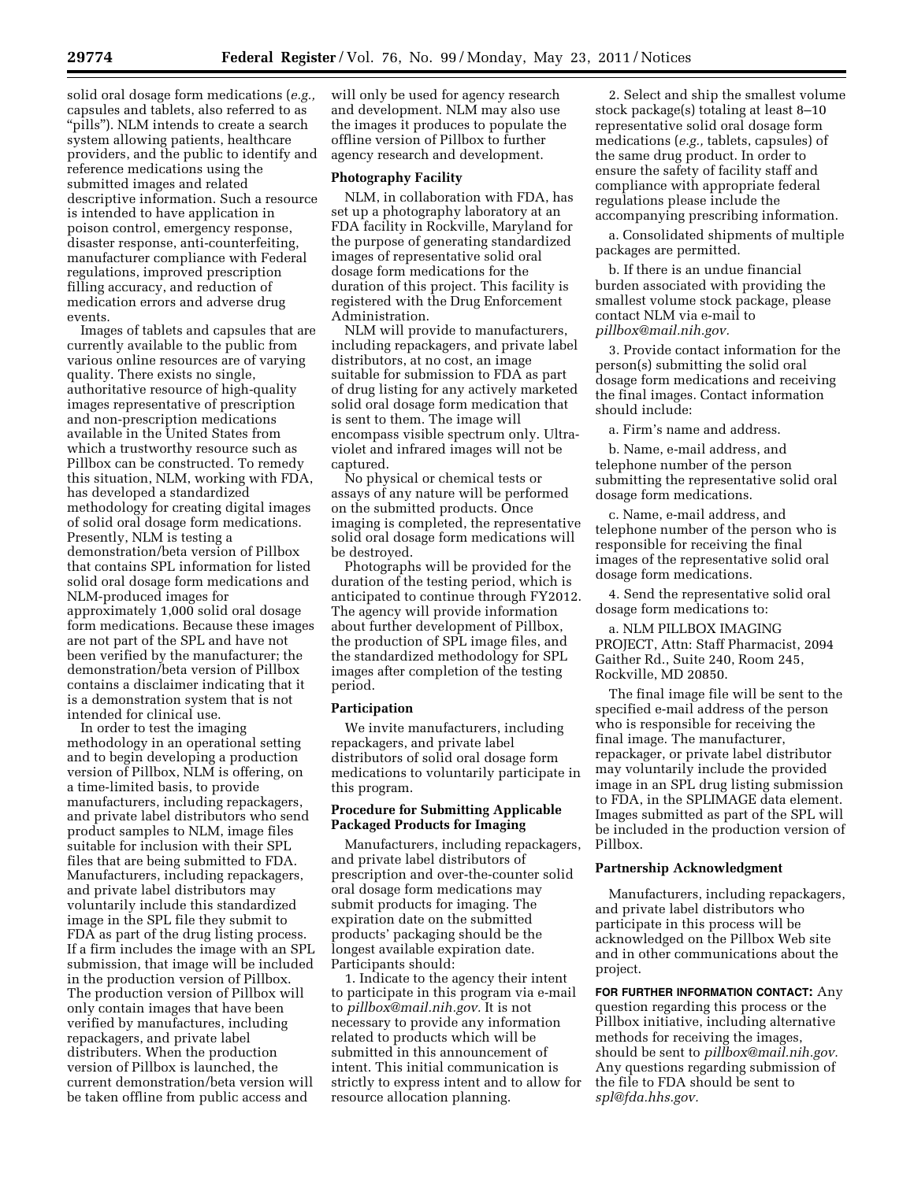solid oral dosage form medications (*e.g.,* capsules and tablets, also referred to as "pills"). NLM intends to create a search system allowing patients, healthcare providers, and the public to identify and reference medications using the submitted images and related descriptive information. Such a resource is intended to have application in poison control, emergency response, disaster response, anti-counterfeiting, manufacturer compliance with Federal regulations, improved prescription filling accuracy, and reduction of medication errors and adverse drug events.

Images of tablets and capsules that are currently available to the public from various online resources are of varying quality. There exists no single, authoritative resource of high-quality images representative of prescription and non-prescription medications available in the United States from which a trustworthy resource such as Pillbox can be constructed. To remedy this situation, NLM, working with FDA, has developed a standardized methodology for creating digital images of solid oral dosage form medications. Presently, NLM is testing a demonstration/beta version of Pillbox that contains SPL information for listed solid oral dosage form medications and NLM-produced images for approximately 1,000 solid oral dosage form medications. Because these images are not part of the SPL and have not been verified by the manufacturer; the demonstration/beta version of Pillbox contains a disclaimer indicating that it is a demonstration system that is not intended for clinical use.

In order to test the imaging methodology in an operational setting and to begin developing a production version of Pillbox, NLM is offering, on a time-limited basis, to provide manufacturers, including repackagers, and private label distributors who send product samples to NLM, image files suitable for inclusion with their SPL files that are being submitted to FDA. Manufacturers, including repackagers, and private label distributors may voluntarily include this standardized image in the SPL file they submit to FDA as part of the drug listing process. If a firm includes the image with an SPL submission, that image will be included in the production version of Pillbox. The production version of Pillbox will only contain images that have been verified by manufactures, including repackagers, and private label distributers. When the production version of Pillbox is launched, the current demonstration/beta version will be taken offline from public access and will only be used for agency research and development. NLM may also use the images it produces to populate the offline version of Pillbox to further agency research and development.

**Photography Facility**

NLM, in collaboration with FDA, has set up a photography laboratory at an FDA facility in Rockville, Maryland for the purpose of generating standardized images of representative solid oral dosage form medications for the duration of this project. This facility is registered with the Drug Enforcement Administration.

NLM will provide to manufacturers, including repackagers, and private label distributors, at no cost, an image suitable for submission to FDA as part of drug listing for any actively marketed solid oral dosage form medication that is sent to them. The image will encompass visible spectrum only. Ultra-violet and infrared images will not be captured.

No physical or chemical tests or assays of any nature will be performed on the submitted products. Once imaging is completed, the representative solid oral dosage form medications will be destroyed.

Photographs will be provided for the duration of the testing period, which is anticipated to continue through FY2012. The agency will provide information about further development of Pillbox, the production of SPL image files, and the standardized methodology for SPL images after completion of the testing period.

**Participation**

We invite manufacturers, including repackagers, and private label distributors of solid oral dosage form medications to voluntarily participate in this program.

**Procedure for Submitting Applicable Packaged Products for Imaging**

Manufacturers, including repackagers, and private label distributors of prescription and over-the-counter solid oral dosage form medications may submit products for imaging. The expiration date on the submitted products' packaging should be the longest available expiration date. Participants should:

1. Indicate to the agency their intent to participate in this program via e-mail to *pillbox@mail.nih.gov.* It is not necessary to provide any information related to products which will be submitted in this announcement of intent. This initial communication is strictly to express intent and to allow for resource allocation planning.

2. Select and ship the smallest volume stock package(s) totaling at least 8–10 representative solid oral dosage form medications (*e.g.,* tablets, capsules) of the same drug product. In order to ensure the safety of facility staff and compliance with appropriate federal regulations please include the accompanying prescribing information.

a. Consolidated shipments of multiple packages are permitted.

b. If there is an undue financial burden associated with providing the smallest volume stock package, please contact NLM via e-mail to *pillbox@mail.nih.gov.*

3. Provide contact information for the person(s) submitting the solid oral dosage form medications and receiving the final images. Contact information should include:

a. Firm's name and address.

b. Name, e-mail address, and telephone number of the person submitting the representative solid oral dosage form medications.

c. Name, e-mail address, and telephone number of the person who is responsible for receiving the final images of the representative solid oral dosage form medications.

4. Send the representative solid oral dosage form medications to:

a. NLM PILLBOX IMAGING PROJECT, Attn: Staff Pharmacist, 2094 Gaither Rd., Suite 240, Room 245, Rockville, MD 20850.

The final image file will be sent to the specified e-mail address of the person who is responsible for receiving the final image. The manufacturer, repackager, or private label distributor may voluntarily include the provided image in an SPL drug listing submission to FDA, in the SPLIMAGE data element. Images submitted as part of the SPL will be included in the production version of Pillbox.

**Partnership Acknowledgment**

Manufacturers, including repackagers, and private label distributors who participate in this process will be acknowledged on the Pillbox Web site and in other communications about the project.

**FOR FURTHER INFORMATION CONTACT:** Any question regarding this process or the Pillbox initiative, including alternative methods for receiving the images, should be sent to *pillbox@mail.nih.gov.* Any questions regarding submission of the file to FDA should be sent to *spl@fda.hhs.gov.*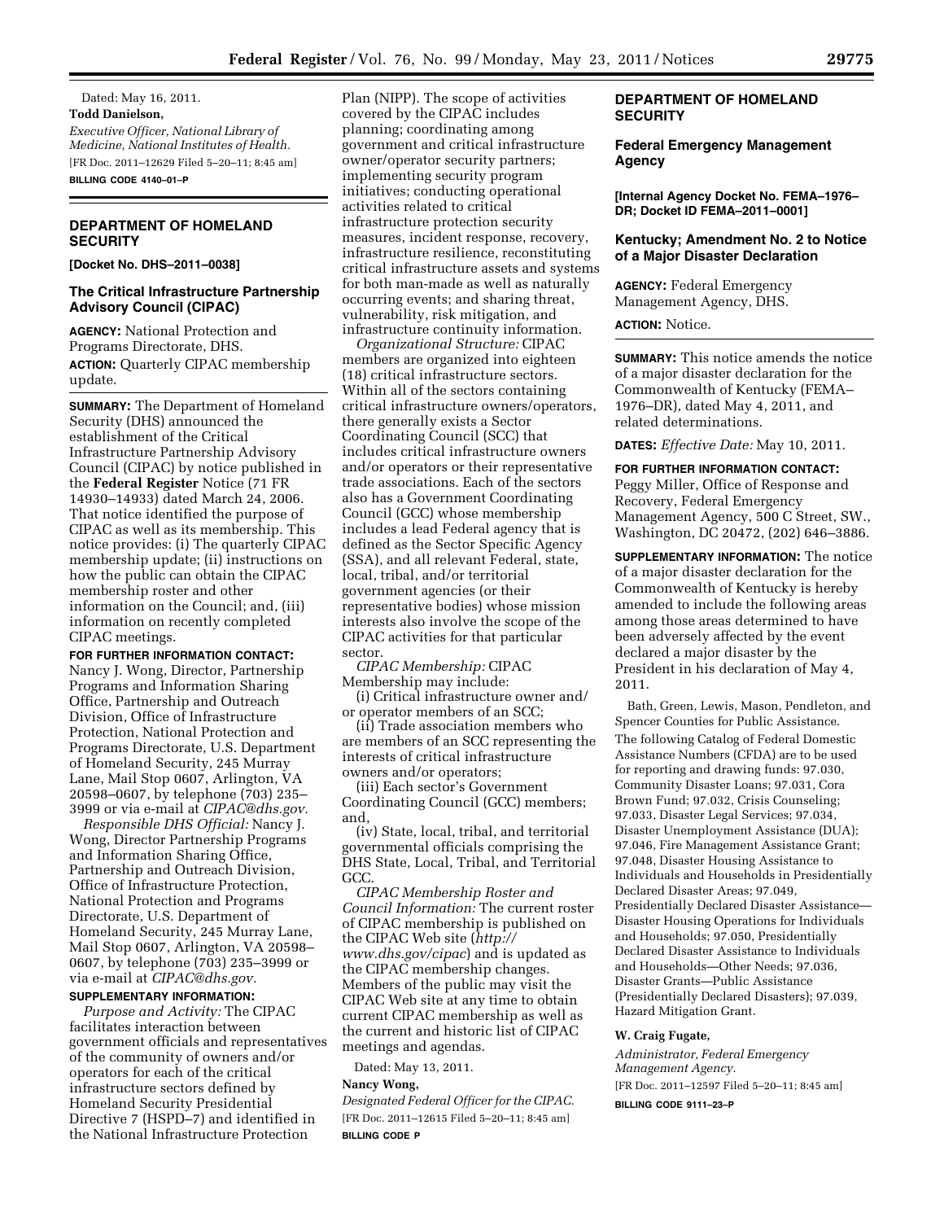Dated: May 16, 2011.

**Todd Danielson,**

*Executive Officer, National Library of Medicine, National Institutes of Health.*

[FR Doc. 2011–12629 Filed 5–20–11; 8:45 am]

**BILLING CODE 4140–01–P**

## DEPARTMENT OF HOMELAND SECURITY

**[Docket No. DHS–2011–0038]**

### The Critical Infrastructure Partnership Advisory Council (CIPAC)

**AGENCY:** National Protection and Programs Directorate, DHS.

**ACTION:** Quarterly CIPAC membership update.

**SUMMARY:** The Department of Homeland Security (DHS) announced the establishment of the Critical Infrastructure Partnership Advisory Council (CIPAC) by notice published in the **Federal Register** Notice (71 FR 14930–14933) dated March 24, 2006. That notice identified the purpose of CIPAC as well as its membership. This notice provides: (i) The quarterly CIPAC membership update; (ii) instructions on how the public can obtain the CIPAC membership roster and other information on the Council; and, (iii) information on recently completed CIPAC meetings.

**FOR FURTHER INFORMATION CONTACT:** Nancy J. Wong, Director, Partnership Programs and Information Sharing Office, Partnership and Outreach Division, Office of Infrastructure Protection, National Protection and Programs Directorate, U.S. Department of Homeland Security, 245 Murray Lane, Mail Stop 0607, Arlington, VA 20598–0607, by telephone (703) 235–3999 or via e-mail at *CIPAC@dhs.gov.*

*Responsible DHS Official:* Nancy J. Wong, Director Partnership Programs and Information Sharing Office, Partnership and Outreach Division, Office of Infrastructure Protection, National Protection and Programs Directorate, U.S. Department of Homeland Security, 245 Murray Lane, Mail Stop 0607, Arlington, VA 20598–0607, by telephone (703) 235–3999 or via e-mail at *CIPAC@dhs.gov.*

**SUPPLEMENTARY INFORMATION:**

*Purpose and Activity:* The CIPAC facilitates interaction between government officials and representatives of the community of owners and/or operators for each of the critical infrastructure sectors defined by Homeland Security Presidential Directive 7 (HSPD–7) and identified in the National Infrastructure Protection Plan (NIPP). The scope of activities covered by the CIPAC includes planning; coordinating among government and critical infrastructure owner/operator security partners; implementing security program initiatives; conducting operational activities related to critical infrastructure protection security measures, incident response, recovery, infrastructure resilience, reconstituting critical infrastructure assets and systems for both man-made as well as naturally occurring events; and sharing threat, vulnerability, risk mitigation, and infrastructure continuity information.

*Organizational Structure:* CIPAC members are organized into eighteen (18) critical infrastructure sectors. Within all of the sectors containing critical infrastructure owners/operators, there generally exists a Sector Coordinating Council (SCC) that includes critical infrastructure owners and/or operators or their representative trade associations. Each of the sectors also has a Government Coordinating Council (GCC) whose membership includes a lead Federal agency that is defined as the Sector Specific Agency (SSA), and all relevant Federal, state, local, tribal, and/or territorial government agencies (or their representative bodies) whose mission interests also involve the scope of the CIPAC activities for that particular sector.

*CIPAC Membership:* CIPAC Membership may include:

(i) Critical infrastructure owner and/or operator members of an SCC;

(ii) Trade association members who are members of an SCC representing the interests of critical infrastructure owners and/or operators;

(iii) Each sector's Government Coordinating Council (GCC) members; and,

(iv) State, local, tribal, and territorial governmental officials comprising the DHS State, Local, Tribal, and Territorial GCC.

*CIPAC Membership Roster and Council Information:* The current roster of CIPAC membership is published on the CIPAC Web site (*http://www.dhs.gov/cipac*) and is updated as the CIPAC membership changes. Members of the public may visit the CIPAC Web site at any time to obtain current CIPAC membership as well as the current and historic list of CIPAC meetings and agendas.

Dated: May 13, 2011.

**Nancy Wong,**

*Designated Federal Officer for the CIPAC.*

[FR Doc. 2011–12615 Filed 5–20–11; 8:45 am]

**BILLING CODE P**

## DEPARTMENT OF HOMELAND SECURITY

### Federal Emergency Management Agency

**[Internal Agency Docket No. FEMA–1976–DR; Docket ID FEMA–2011–0001]**

### Kentucky; Amendment No. 2 to Notice of a Major Disaster Declaration

**AGENCY:** Federal Emergency Management Agency, DHS.

**ACTION:** Notice.

**SUMMARY:** This notice amends the notice of a major disaster declaration for the Commonwealth of Kentucky (FEMA–1976–DR), dated May 4, 2011, and related determinations.

**DATES:** *Effective Date:* May 10, 2011.

**FOR FURTHER INFORMATION CONTACT:** Peggy Miller, Office of Response and Recovery, Federal Emergency Management Agency, 500 C Street, SW., Washington, DC 20472, (202) 646–3886.

**SUPPLEMENTARY INFORMATION:** The notice of a major disaster declaration for the Commonwealth of Kentucky is hereby amended to include the following areas among those areas determined to have been adversely affected by the event declared a major disaster by the President in his declaration of May 4, 2011.

Bath, Green, Lewis, Mason, Pendleton, and Spencer Counties for Public Assistance.

The following Catalog of Federal Domestic Assistance Numbers (CFDA) are to be used for reporting and drawing funds: 97.030, Community Disaster Loans; 97.031, Cora Brown Fund; 97.032, Crisis Counseling; 97.033, Disaster Legal Services; 97.034, Disaster Unemployment Assistance (DUA); 97.046, Fire Management Assistance Grant; 97.048, Disaster Housing Assistance to Individuals and Households in Presidentially Declared Disaster Areas; 97.049, Presidentially Declared Disaster Assistance—Disaster Housing Operations for Individuals and Households; 97.050, Presidentially Declared Disaster Assistance to Individuals and Households—Other Needs; 97.036, Disaster Grants—Public Assistance (Presidentially Declared Disasters); 97.039, Hazard Mitigation Grant.

**W. Craig Fugate,**

*Administrator, Federal Emergency Management Agency.*

[FR Doc. 2011–12597 Filed 5–20–11; 8:45 am]

**BILLING CODE 9111–23–P**